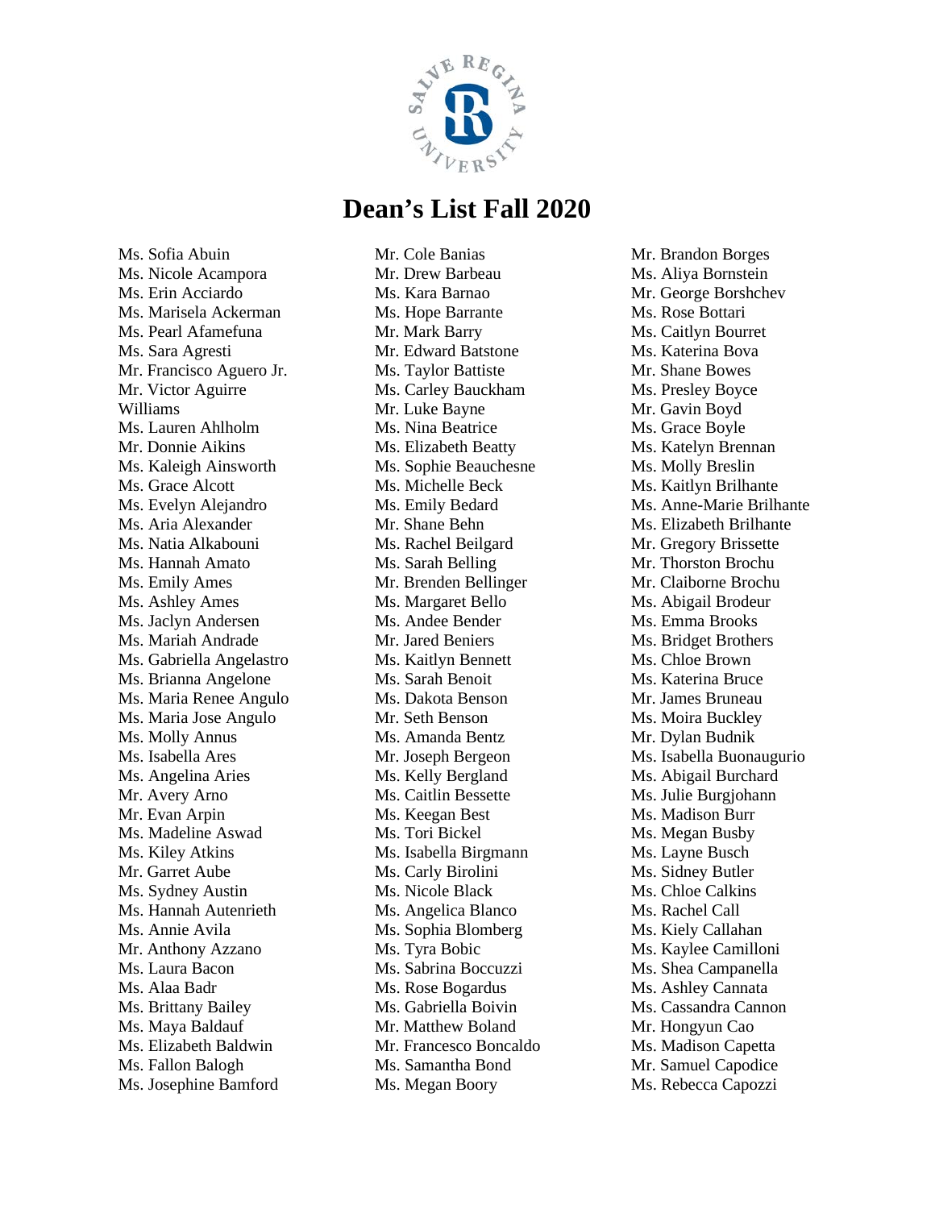# Dean's List Fall 2020

Ms. Sofia Abuin
Ms. Nicole Acampora
Ms. Erin Acciardo
Ms. Marisela Ackerman
Ms. Pearl Afamefuna
Ms. Sara Agresti
Mr. Francisco Aguero Jr.
Mr. Victor Aguirre Williams
Ms. Lauren Ahlholm
Mr. Donnie Aikins
Ms. Kaleigh Ainsworth
Ms. Grace Alcott
Ms. Evelyn Alejandro
Ms. Aria Alexander
Ms. Natia Alkabouni
Ms. Hannah Amato
Ms. Emily Ames
Ms. Ashley Ames
Ms. Jaclyn Andersen
Ms. Mariah Andrade
Ms. Gabriella Angelastro
Ms. Brianna Angelone
Ms. Maria Renee Angulo
Ms. Maria Jose Angulo
Ms. Molly Annus
Ms. Isabella Ares
Ms. Angelina Aries
Mr. Avery Arno
Mr. Evan Arpin
Ms. Madeline Aswad
Ms. Kiley Atkins
Mr. Garret Aube
Ms. Sydney Austin
Ms. Hannah Autenrieth
Ms. Annie Avila
Mr. Anthony Azzano
Ms. Laura Bacon
Ms. Alaa Badr
Ms. Brittany Bailey
Ms. Maya Baldauf
Ms. Elizabeth Baldwin
Ms. Fallon Balogh
Ms. Josephine Bamford
Mr. Cole Banias
Mr. Drew Barbeau
Ms. Kara Barnao
Ms. Hope Barrante
Mr. Mark Barry
Mr. Edward Batstone
Ms. Taylor Battiste
Ms. Carley Bauckham
Mr. Luke Bayne
Ms. Nina Beatrice
Ms. Elizabeth Beatty
Ms. Sophie Beauchesne
Ms. Michelle Beck
Ms. Emily Bedard
Mr. Shane Behn
Ms. Rachel Beilgard
Ms. Sarah Belling
Mr. Brenden Bellinger
Ms. Margaret Bello
Ms. Andee Bender
Mr. Jared Beniers
Ms. Kaitlyn Bennett
Ms. Sarah Benoit
Ms. Dakota Benson
Mr. Seth Benson
Ms. Amanda Bentz
Mr. Joseph Bergeon
Ms. Kelly Bergland
Ms. Caitlin Bessette
Ms. Keegan Best
Ms. Tori Bickel
Ms. Isabella Birgmann
Ms. Carly Birolini
Ms. Nicole Black
Ms. Angelica Blanco
Ms. Sophia Blomberg
Ms. Tyra Bobic
Ms. Sabrina Boccuzzi
Ms. Rose Bogardus
Ms. Gabriella Boivin
Mr. Matthew Boland
Mr. Francesco Boncaldo
Ms. Samantha Bond
Ms. Megan Boory
Mr. Brandon Borges
Ms. Aliya Bornstein
Mr. George Borshchev
Ms. Rose Bottari
Ms. Caitlyn Bourret
Ms. Katerina Bova
Mr. Shane Bowes
Ms. Presley Boyce
Mr. Gavin Boyd
Ms. Grace Boyle
Ms. Katelyn Brennan
Ms. Molly Breslin
Ms. Kaitlyn Brilhante
Ms. Anne-Marie Brilhante
Ms. Elizabeth Brilhante
Mr. Gregory Brissette
Mr. Thorston Brochu
Mr. Claiborne Brochu
Ms. Abigail Brodeur
Ms. Emma Brooks
Ms. Bridget Brothers
Ms. Chloe Brown
Ms. Katerina Bruce
Mr. James Bruneau
Ms. Moira Buckley
Mr. Dylan Budnik
Ms. Isabella Buonaugurio
Ms. Abigail Burchard
Ms. Julie Burgjohann
Ms. Madison Burr
Ms. Megan Busby
Ms. Layne Busch
Ms. Sidney Butler
Ms. Chloe Calkins
Ms. Rachel Call
Ms. Kiely Callahan
Ms. Kaylee Camilloni
Ms. Shea Campanella
Ms. Ashley Cannata
Ms. Cassandra Cannon
Mr. Hongyun Cao
Ms. Madison Capetta
Mr. Samuel Capodice
Ms. Rebecca Capozzi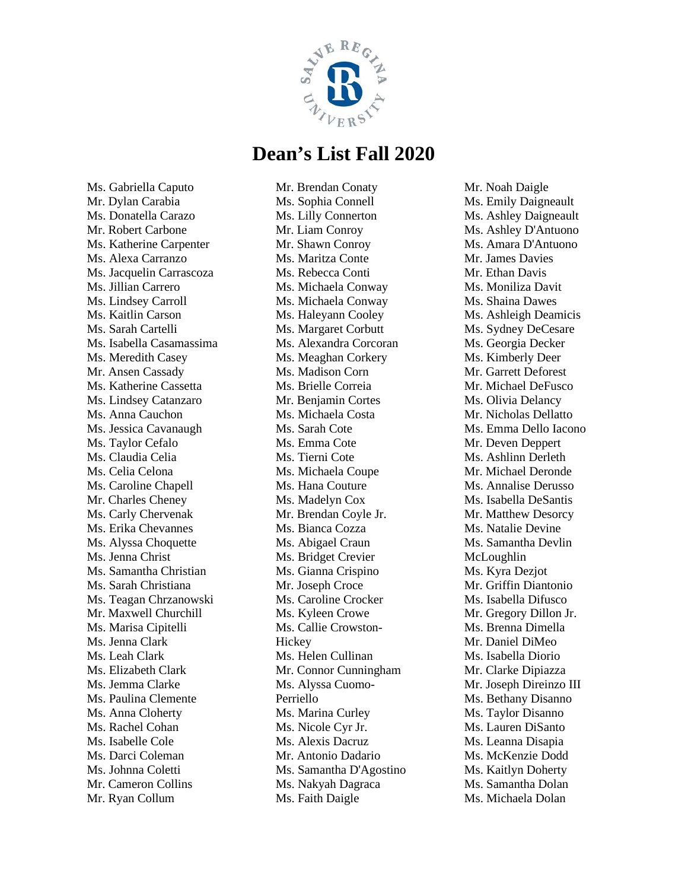# Dean's List Fall 2020

Ms. Gabriella Caputo
Mr. Dylan Carabia
Ms. Donatella Carazo
Mr. Robert Carbone
Ms. Katherine Carpenter
Ms. Alexa Carranzo
Ms. Jacquelin Carrascoza
Ms. Jillian Carrero
Ms. Lindsey Carroll
Ms. Kaitlin Carson
Ms. Sarah Cartelli
Ms. Isabella Casamassima
Ms. Meredith Casey
Mr. Ansen Cassady
Ms. Katherine Cassetta
Ms. Lindsey Catanzaro
Ms. Anna Cauchon
Ms. Jessica Cavanaugh
Ms. Taylor Cefalo
Ms. Claudia Celia
Ms. Celia Celona
Ms. Caroline Chapell
Mr. Charles Cheney
Ms. Carly Chervenak
Ms. Erika Chevannes
Ms. Alyssa Choquette
Ms. Jenna Christ
Ms. Samantha Christian
Ms. Sarah Christiana
Ms. Teagan Chrzanowski
Mr. Maxwell Churchill
Ms. Marisa Cipitelli
Ms. Jenna Clark
Ms. Leah Clark
Ms. Elizabeth Clark
Ms. Jemma Clarke
Ms. Paulina Clemente
Ms. Anna Cloherty
Ms. Rachel Cohan
Ms. Isabelle Cole
Ms. Darci Coleman
Ms. Johnna Coletti
Mr. Cameron Collins
Mr. Ryan Collum
Mr. Brendan Conaty
Ms. Sophia Connell
Ms. Lilly Connerton
Mr. Liam Conroy
Mr. Shawn Conroy
Ms. Maritza Conte
Ms. Rebecca Conti
Ms. Michaela Conway
Ms. Michaela Conway
Ms. Haleyann Cooley
Ms. Margaret Corbutt
Ms. Alexandra Corcoran
Ms. Meaghan Corkery
Ms. Madison Corn
Ms. Brielle Correia
Mr. Benjamin Cortes
Ms. Michaela Costa
Ms. Sarah Cote
Ms. Emma Cote
Ms. Tierni Cote
Ms. Michaela Coupe
Ms. Hana Couture
Ms. Madelyn Cox
Mr. Brendan Coyle Jr.
Ms. Bianca Cozza
Ms. Abigael Craun
Ms. Bridget Crevier
Ms. Gianna Crispino
Mr. Joseph Croce
Ms. Caroline Crocker
Ms. Kyleen Crowe
Ms. Callie Crowston-Hickey
Ms. Helen Cullinan
Mr. Connor Cunningham
Ms. Alyssa Cuomo-Perriello
Ms. Marina Curley
Ms. Nicole Cyr Jr.
Ms. Alexis Dacruz
Mr. Antonio Dadario
Ms. Samantha D'Agostino
Ms. Nakyah Dagraca
Ms. Faith Daigle
Mr. Noah Daigle
Ms. Emily Daigneault
Ms. Ashley Daigneault
Ms. Ashley D'Antuono
Ms. Amara D'Antuono
Mr. James Davies
Mr. Ethan Davis
Ms. Moniliza Davit
Ms. Shaina Dawes
Ms. Ashleigh Deamicis
Ms. Sydney DeCesare
Ms. Georgia Decker
Ms. Kimberly Deer
Mr. Garrett Deforest
Mr. Michael DeFusco
Ms. Olivia Delancy
Mr. Nicholas Dellatto
Ms. Emma Dello Iacono
Mr. Deven Deppert
Ms. Ashlinn Derleth
Mr. Michael Deronde
Ms. Annalise Derusso
Ms. Isabella DeSantis
Mr. Matthew Desorcy
Ms. Natalie Devine
Ms. Samantha Devlin McLoughlin
Ms. Kyra Dezjot
Mr. Griffin Diantonio
Ms. Isabella Difusco
Mr. Gregory Dillon Jr.
Ms. Brenna Dimella
Mr. Daniel DiMeo
Ms. Isabella Diorio
Mr. Clarke Dipiazza
Mr. Joseph Direinzo III
Ms. Bethany Disanno
Ms. Taylor Disanno
Ms. Lauren DiSanto
Ms. Leanna Disapia
Ms. McKenzie Dodd
Ms. Kaitlyn Doherty
Ms. Samantha Dolan
Ms. Michaela Dolan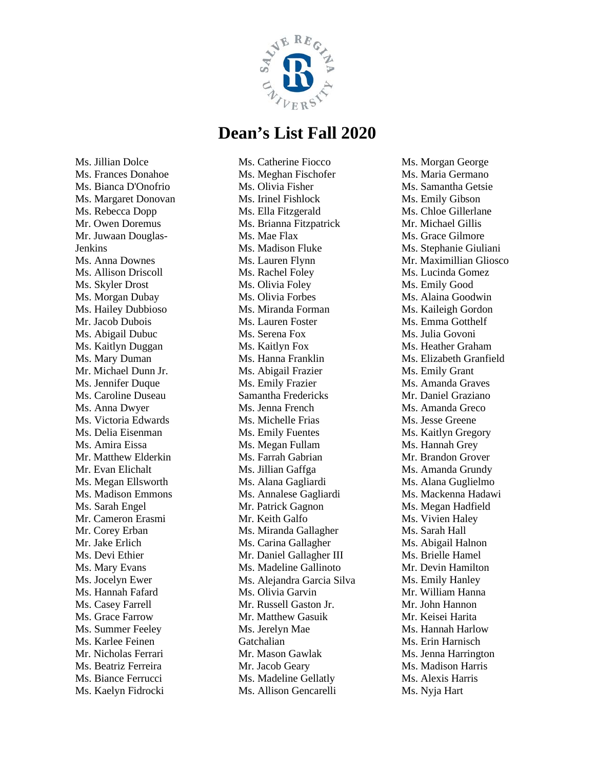# Dean's List Fall 2020

Ms. Jillian Dolce
Ms. Frances Donahoe
Ms. Bianca D'Onofrio
Ms. Margaret Donovan
Ms. Rebecca Dopp
Mr. Owen Doremus
Mr. Juwaan Douglas-Jenkins
Ms. Anna Downes
Ms. Allison Driscoll
Ms. Skyler Drost
Ms. Morgan Dubay
Ms. Hailey Dubbioso
Mr. Jacob Dubois
Ms. Abigail Dubuc
Ms. Kaitlyn Duggan
Ms. Mary Duman
Mr. Michael Dunn Jr.
Ms. Jennifer Duque
Ms. Caroline Duseau
Ms. Anna Dwyer
Ms. Victoria Edwards
Ms. Delia Eisenman
Ms. Amira Eissa
Mr. Matthew Elderkin
Mr. Evan Elichalt
Ms. Megan Ellsworth
Ms. Madison Emmons
Ms. Sarah Engel
Mr. Cameron Erasmi
Mr. Corey Erban
Mr. Jake Erlich
Ms. Devi Ethier
Ms. Mary Evans
Ms. Jocelyn Ewer
Ms. Hannah Fafard
Ms. Casey Farrell
Ms. Grace Farrow
Ms. Summer Feeley
Ms. Karlee Feinen
Mr. Nicholas Ferrari
Ms. Beatriz Ferreira
Ms. Biance Ferrucci
Ms. Kaelyn Fidrocki
Ms. Catherine Fiocco
Ms. Meghan Fischofer
Ms. Olivia Fisher
Ms. Irinel Fishlock
Ms. Ella Fitzgerald
Ms. Brianna Fitzpatrick
Ms. Mae Flax
Ms. Madison Fluke
Ms. Lauren Flynn
Ms. Rachel Foley
Ms. Olivia Foley
Ms. Olivia Forbes
Ms. Miranda Forman
Ms. Lauren Foster
Ms. Serena Fox
Ms. Kaitlyn Fox
Ms. Hanna Franklin
Ms. Abigail Frazier
Ms. Emily Frazier
Samantha Fredericks
Ms. Jenna French
Ms. Michelle Frias
Ms. Emily Fuentes
Ms. Megan Fullam
Ms. Farrah Gabrian
Ms. Jillian Gaffga
Ms. Alana Gagliardi
Ms. Annalese Gagliardi
Mr. Patrick Gagnon
Mr. Keith Galfo
Ms. Miranda Gallagher
Ms. Carina Gallagher
Mr. Daniel Gallagher III
Ms. Madeline Gallinoto
Ms. Alejandra Garcia Silva
Ms. Olivia Garvin
Mr. Russell Gaston Jr.
Mr. Matthew Gasuik
Ms. Jerelyn Mae Gatchalian
Mr. Mason Gawlak
Mr. Jacob Geary
Ms. Madeline Gellatly
Ms. Allison Gencarelli
Ms. Morgan George
Ms. Maria Germano
Ms. Samantha Getsie
Ms. Emily Gibson
Ms. Chloe Gillerlane
Mr. Michael Gillis
Ms. Grace Gilmore
Ms. Stephanie Giuliani
Mr. Maximillian Gliosco
Ms. Lucinda Gomez
Ms. Emily Good
Ms. Alaina Goodwin
Ms. Kaileigh Gordon
Ms. Emma Gotthelf
Ms. Julia Govoni
Ms. Heather Graham
Ms. Elizabeth Granfield
Ms. Emily Grant
Ms. Amanda Graves
Mr. Daniel Graziano
Ms. Amanda Greco
Ms. Jesse Greene
Ms. Kaitlyn Gregory
Ms. Hannah Grey
Mr. Brandon Grover
Ms. Amanda Grundy
Ms. Alana Guglielmo
Ms. Mackenna Hadawi
Ms. Megan Hadfield
Ms. Vivien Haley
Ms. Sarah Hall
Ms. Abigail Halnon
Ms. Brielle Hamel
Mr. Devin Hamilton
Ms. Emily Hanley
Mr. William Hanna
Mr. John Hannon
Mr. Keisei Harita
Ms. Hannah Harlow
Ms. Erin Harnisch
Ms. Jenna Harrington
Ms. Madison Harris
Ms. Alexis Harris
Ms. Nyja Hart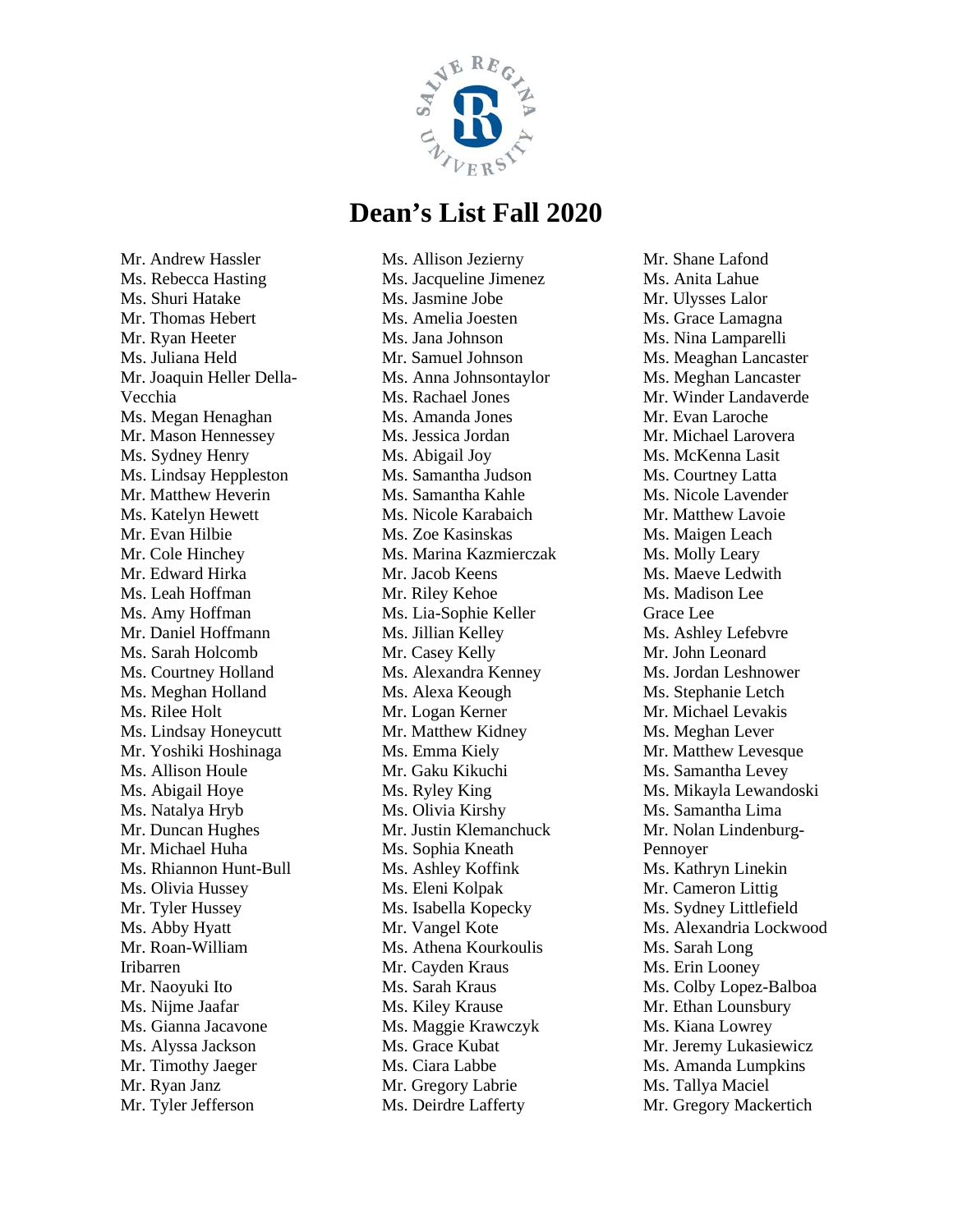# Dean's List Fall 2020

Mr. Andrew Hassler
Ms. Rebecca Hasting
Ms. Shuri Hatake
Mr. Thomas Hebert
Mr. Ryan Heeter
Ms. Juliana Held
Mr. Joaquin Heller Della-Vecchia
Ms. Megan Henaghan
Mr. Mason Hennessey
Ms. Sydney Henry
Ms. Lindsay Heppleston
Mr. Matthew Heverin
Ms. Katelyn Hewett
Mr. Evan Hilbie
Mr. Cole Hinchey
Mr. Edward Hirka
Ms. Leah Hoffman
Ms. Amy Hoffman
Mr. Daniel Hoffmann
Ms. Sarah Holcomb
Ms. Courtney Holland
Ms. Meghan Holland
Ms. Rilee Holt
Ms. Lindsay Honeycutt
Mr. Yoshiki Hoshinaga
Ms. Allison Houle
Ms. Abigail Hoye
Ms. Natalya Hryb
Mr. Duncan Hughes
Mr. Michael Huha
Ms. Rhiannon Hunt-Bull
Ms. Olivia Hussey
Mr. Tyler Hussey
Ms. Abby Hyatt
Mr. Roan-William Iribarren
Mr. Naoyuki Ito
Ms. Nijme Jaafar
Ms. Gianna Jacavone
Ms. Alyssa Jackson
Mr. Timothy Jaeger
Mr. Ryan Janz
Mr. Tyler Jefferson
Ms. Allison Jezierny
Ms. Jacqueline Jimenez
Ms. Jasmine Jobe
Ms. Amelia Joesten
Ms. Jana Johnson
Mr. Samuel Johnson
Ms. Anna Johnsontaylor
Ms. Rachael Jones
Ms. Amanda Jones
Ms. Jessica Jordan
Ms. Abigail Joy
Ms. Samantha Judson
Ms. Samantha Kahle
Ms. Nicole Karabaich
Ms. Zoe Kasinskas
Ms. Marina Kazmierczak
Mr. Jacob Keens
Mr. Riley Kehoe
Ms. Lia-Sophie Keller
Ms. Jillian Kelley
Mr. Casey Kelly
Ms. Alexandra Kenney
Ms. Alexa Keough
Mr. Logan Kerner
Mr. Matthew Kidney
Ms. Emma Kiely
Mr. Gaku Kikuchi
Ms. Ryley King
Ms. Olivia Kirshy
Mr. Justin Klemanchuck
Ms. Sophia Kneath
Ms. Ashley Koffink
Ms. Eleni Kolpak
Ms. Isabella Kopecky
Mr. Vangel Kote
Ms. Athena Kourkoulis
Mr. Cayden Kraus
Ms. Sarah Kraus
Ms. Kiley Krause
Ms. Maggie Krawczyk
Ms. Grace Kubat
Ms. Ciara Labbe
Mr. Gregory Labrie
Ms. Deirdre Lafferty
Mr. Shane Lafond
Ms. Anita Lahue
Mr. Ulysses Lalor
Ms. Grace Lamagna
Ms. Nina Lamparelli
Ms. Meaghan Lancaster
Ms. Meghan Lancaster
Mr. Winder Landaverde
Mr. Evan Laroche
Mr. Michael Larovera
Ms. McKenna Lasit
Ms. Courtney Latta
Ms. Nicole Lavender
Mr. Matthew Lavoie
Ms. Maigen Leach
Ms. Molly Leary
Ms. Maeve Ledwith
Ms. Madison Lee
Grace Lee
Ms. Ashley Lefebvre
Mr. John Leonard
Ms. Jordan Leshnower
Ms. Stephanie Letch
Mr. Michael Levakis
Ms. Meghan Lever
Mr. Matthew Levesque
Ms. Samantha Levey
Ms. Mikayla Lewandoski
Ms. Samantha Lima
Mr. Nolan Lindenburg-Pennoyer
Ms. Kathryn Linekin
Mr. Cameron Littig
Ms. Sydney Littlefield
Ms. Alexandria Lockwood
Ms. Sarah Long
Ms. Erin Looney
Ms. Colby Lopez-Balboa
Mr. Ethan Lounsbury
Ms. Kiana Lowrey
Mr. Jeremy Lukasiewicz
Ms. Amanda Lumpkins
Ms. Tallya Maciel
Mr. Gregory Mackertich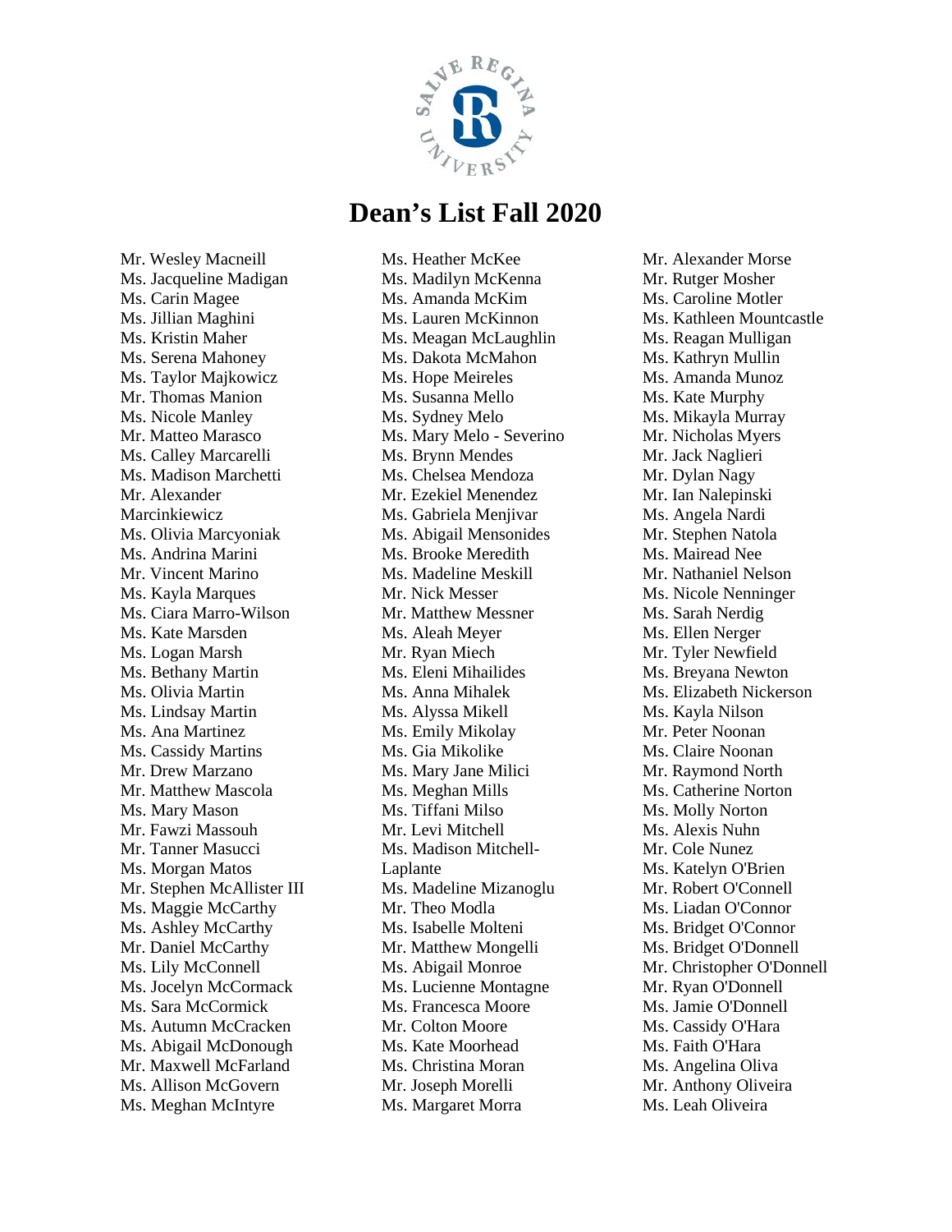# Dean's List Fall 2020

Mr. Wesley Macneill
Ms. Jacqueline Madigan
Ms. Carin Magee
Ms. Jillian Maghini
Ms. Kristin Maher
Ms. Serena Mahoney
Ms. Taylor Majkowicz
Mr. Thomas Manion
Ms. Nicole Manley
Mr. Matteo Marasco
Ms. Calley Marcarelli
Ms. Madison Marchetti
Mr. Alexander Marcinkiewicz
Ms. Olivia Marcyoniak
Ms. Andrina Marini
Mr. Vincent Marino
Ms. Kayla Marques
Ms. Ciara Marro-Wilson
Ms. Kate Marsden
Ms. Logan Marsh
Ms. Bethany Martin
Ms. Olivia Martin
Ms. Lindsay Martin
Ms. Ana Martinez
Ms. Cassidy Martins
Mr. Drew Marzano
Mr. Matthew Mascola
Ms. Mary Mason
Mr. Fawzi Massouh
Mr. Tanner Masucci
Ms. Morgan Matos
Mr. Stephen McAllister III
Ms. Maggie McCarthy
Ms. Ashley McCarthy
Mr. Daniel McCarthy
Ms. Lily McConnell
Ms. Jocelyn McCormack
Ms. Sara McCormick
Ms. Autumn McCracken
Ms. Abigail McDonough
Mr. Maxwell McFarland
Ms. Allison McGovern
Ms. Meghan McIntyre
Ms. Heather McKee
Ms. Madilyn McKenna
Ms. Amanda McKim
Ms. Lauren McKinnon
Ms. Meagan McLaughlin
Ms. Dakota McMahon
Ms. Hope Meireles
Ms. Susanna Mello
Ms. Sydney Melo
Ms. Mary Melo - Severino
Ms. Brynn Mendes
Ms. Chelsea Mendoza
Mr. Ezekiel Menendez
Ms. Gabriela Menjivar
Ms. Abigail Mensonides
Ms. Brooke Meredith
Ms. Madeline Meskill
Mr. Nick Messer
Mr. Matthew Messner
Ms. Aleah Meyer
Mr. Ryan Miech
Ms. Eleni Mihailides
Ms. Anna Mihalek
Ms. Alyssa Mikell
Ms. Emily Mikolay
Ms. Gia Mikolike
Ms. Mary Jane Milici
Ms. Meghan Mills
Ms. Tiffani Milso
Mr. Levi Mitchell
Ms. Madison Mitchell-Laplante
Ms. Madeline Mizanoglu
Mr. Theo Modla
Ms. Isabelle Molteni
Mr. Matthew Mongelli
Ms. Abigail Monroe
Ms. Lucienne Montagne
Ms. Francesca Moore
Mr. Colton Moore
Ms. Kate Moorhead
Ms. Christina Moran
Mr. Joseph Morelli
Ms. Margaret Morra
Mr. Alexander Morse
Mr. Rutger Mosher
Ms. Caroline Motler
Ms. Kathleen Mountcastle
Ms. Reagan Mulligan
Ms. Kathryn Mullin
Ms. Amanda Munoz
Ms. Kate Murphy
Ms. Mikayla Murray
Mr. Nicholas Myers
Mr. Jack Naglieri
Mr. Dylan Nagy
Mr. Ian Nalepinski
Ms. Angela Nardi
Mr. Stephen Natola
Ms. Mairead Nee
Mr. Nathaniel Nelson
Ms. Nicole Nenninger
Ms. Sarah Nerdig
Ms. Ellen Nerger
Mr. Tyler Newfield
Ms. Breyana Newton
Ms. Elizabeth Nickerson
Ms. Kayla Nilson
Mr. Peter Noonan
Ms. Claire Noonan
Mr. Raymond North
Ms. Catherine Norton
Ms. Molly Norton
Ms. Alexis Nuhn
Mr. Cole Nunez
Ms. Katelyn O'Brien
Mr. Robert O'Connell
Ms. Liadan O'Connor
Ms. Bridget O'Connor
Ms. Bridget O'Donnell
Mr. Christopher O'Donnell
Mr. Ryan O'Donnell
Ms. Jamie O'Donnell
Ms. Cassidy O'Hara
Ms. Faith O'Hara
Ms. Angelina Oliva
Mr. Anthony Oliveira
Ms. Leah Oliveira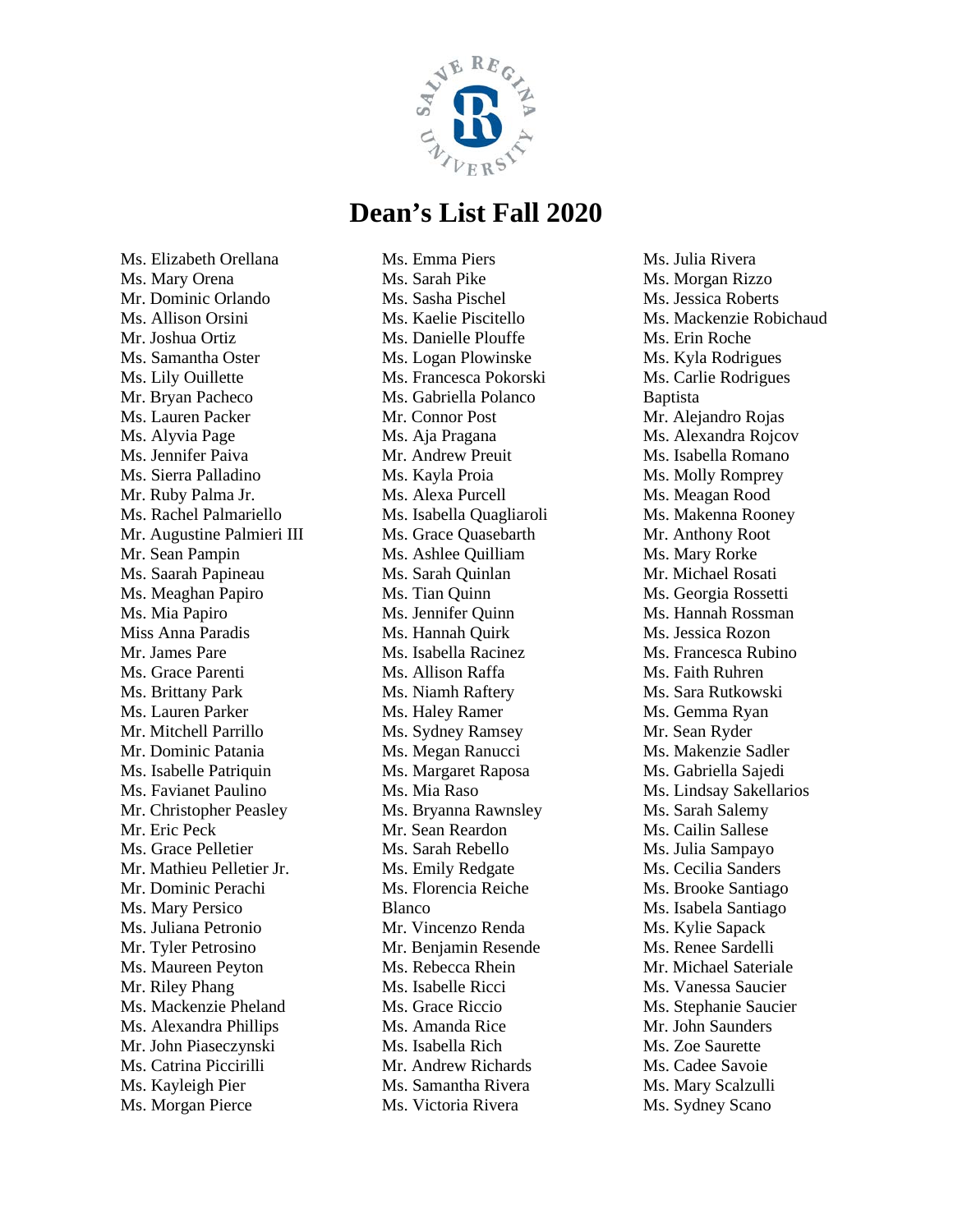# Dean's List Fall 2020

Ms. Elizabeth Orellana
Ms. Mary Orena
Mr. Dominic Orlando
Ms. Allison Orsini
Mr. Joshua Ortiz
Ms. Samantha Oster
Ms. Lily Ouillette
Mr. Bryan Pacheco
Ms. Lauren Packer
Ms. Alyvia Page
Ms. Jennifer Paiva
Ms. Sierra Palladino
Mr. Ruby Palma Jr.
Ms. Rachel Palmariello
Mr. Augustine Palmieri III
Mr. Sean Pampin
Ms. Saarah Papineau
Ms. Meaghan Papiro
Ms. Mia Papiro
Miss Anna Paradis
Mr. James Pare
Ms. Grace Parenti
Ms. Brittany Park
Ms. Lauren Parker
Mr. Mitchell Parrillo
Mr. Dominic Patania
Ms. Isabelle Patriquin
Ms. Favianet Paulino
Mr. Christopher Peasley
Mr. Eric Peck
Ms. Grace Pelletier
Mr. Mathieu Pelletier Jr.
Mr. Dominic Perachi
Ms. Mary Persico
Ms. Juliana Petronio
Mr. Tyler Petrosino
Ms. Maureen Peyton
Mr. Riley Phang
Ms. Mackenzie Pheland
Ms. Alexandra Phillips
Mr. John Piaseczynski
Ms. Catrina Piccirilli
Ms. Kayleigh Pier
Ms. Morgan Pierce
Ms. Emma Piers
Ms. Sarah Pike
Ms. Sasha Pischel
Ms. Kaelie Piscitello
Ms. Danielle Plouffe
Ms. Logan Plowinske
Ms. Francesca Pokorski
Ms. Gabriella Polanco
Mr. Connor Post
Ms. Aja Pragana
Mr. Andrew Preuit
Ms. Kayla Proia
Ms. Alexa Purcell
Ms. Isabella Quagliaroli
Ms. Grace Quasebarth
Ms. Ashlee Quilliam
Ms. Sarah Quinlan
Ms. Tian Quinn
Ms. Jennifer Quinn
Ms. Hannah Quirk
Ms. Isabella Racinez
Ms. Allison Raffa
Ms. Niamh Raftery
Ms. Haley Ramer
Ms. Sydney Ramsey
Ms. Megan Ranucci
Ms. Margaret Raposa
Ms. Mia Raso
Ms. Bryanna Rawnsley
Mr. Sean Reardon
Ms. Sarah Rebello
Ms. Emily Redgate
Ms. Florencia Reiche Blanco
Mr. Vincenzo Renda
Mr. Benjamin Resende
Ms. Rebecca Rhein
Ms. Isabelle Ricci
Ms. Grace Riccio
Ms. Amanda Rice
Ms. Isabella Rich
Mr. Andrew Richards
Ms. Samantha Rivera
Ms. Victoria Rivera
Ms. Julia Rivera
Ms. Morgan Rizzo
Ms. Jessica Roberts
Ms. Mackenzie Robichaud
Ms. Erin Roche
Ms. Kyla Rodrigues
Ms. Carlie Rodrigues Baptista
Mr. Alejandro Rojas
Ms. Alexandra Rojcov
Ms. Isabella Romano
Ms. Molly Romprey
Ms. Meagan Rood
Ms. Makenna Rooney
Mr. Anthony Root
Ms. Mary Rorke
Mr. Michael Rosati
Ms. Georgia Rossetti
Ms. Hannah Rossman
Ms. Jessica Rozon
Ms. Francesca Rubino
Ms. Faith Ruhren
Ms. Sara Rutkowski
Ms. Gemma Ryan
Mr. Sean Ryder
Ms. Makenzie Sadler
Ms. Gabriella Sajedi
Ms. Lindsay Sakellarios
Ms. Sarah Salemy
Ms. Cailin Sallese
Ms. Julia Sampayo
Ms. Cecilia Sanders
Ms. Brooke Santiago
Ms. Isabela Santiago
Ms. Kylie Sapack
Ms. Renee Sardelli
Mr. Michael Sateriale
Ms. Vanessa Saucier
Ms. Stephanie Saucier
Mr. John Saunders
Ms. Zoe Saurette
Ms. Cadee Savoie
Ms. Mary Scalzulli
Ms. Sydney Scano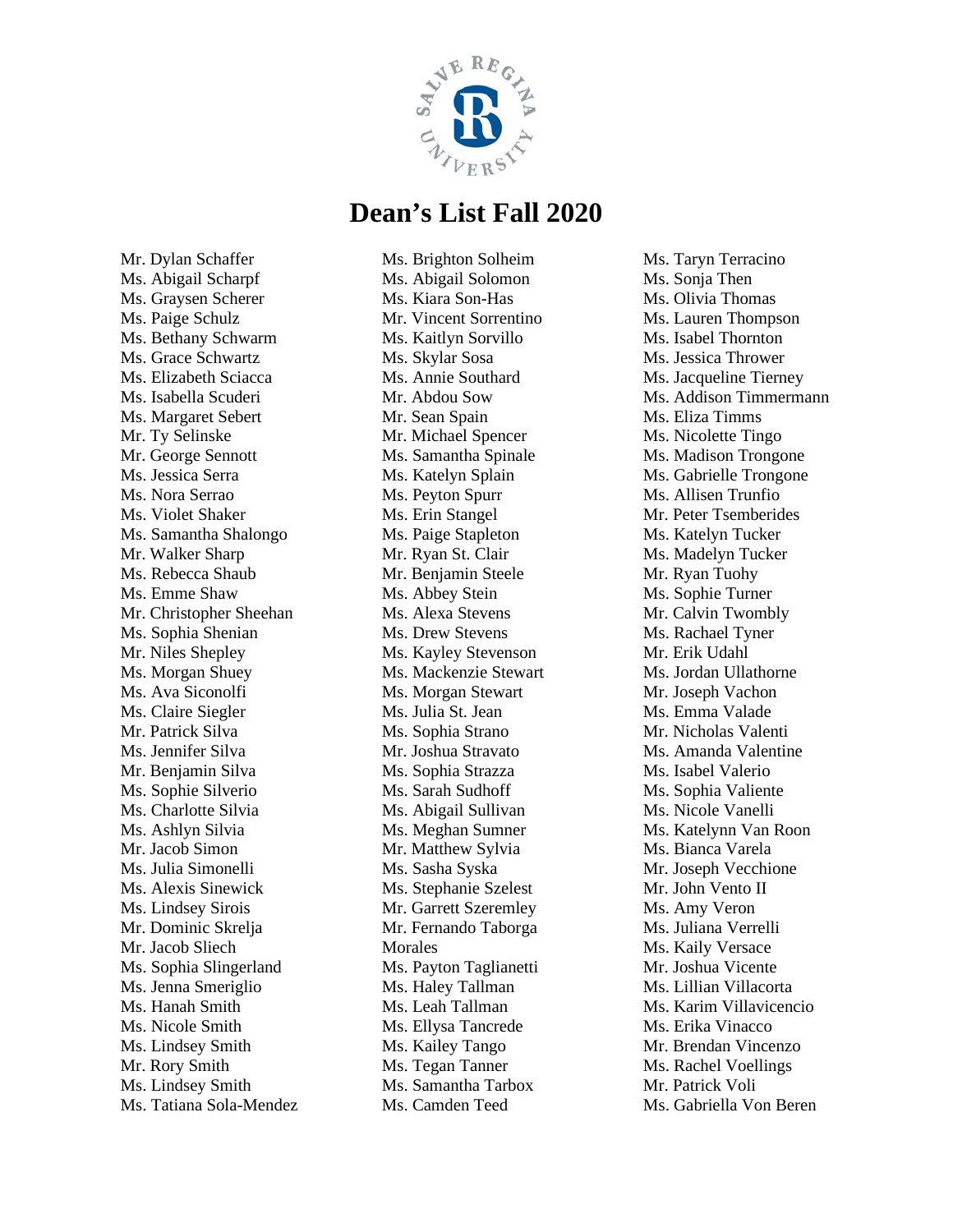# Dean's List Fall 2020

Mr. Dylan Schaffer
Ms. Abigail Scharpf
Ms. Graysen Scherer
Ms. Paige Schulz
Ms. Bethany Schwarm
Ms. Grace Schwartz
Ms. Elizabeth Sciacca
Ms. Isabella Scuderi
Ms. Margaret Sebert
Mr. Ty Selinske
Mr. George Sennott
Ms. Jessica Serra
Ms. Nora Serrao
Ms. Violet Shaker
Ms. Samantha Shalongo
Mr. Walker Sharp
Ms. Rebecca Shaub
Ms. Emme Shaw
Mr. Christopher Sheehan
Ms. Sophia Shenian
Mr. Niles Shepley
Ms. Morgan Shuey
Ms. Ava Siconolfi
Ms. Claire Siegler
Mr. Patrick Silva
Ms. Jennifer Silva
Mr. Benjamin Silva
Ms. Sophie Silverio
Ms. Charlotte Silvia
Ms. Ashlyn Silvia
Mr. Jacob Simon
Ms. Julia Simonelli
Ms. Alexis Sinewick
Ms. Lindsey Sirois
Mr. Dominic Skrelja
Mr. Jacob Sliech
Ms. Sophia Slingerland
Ms. Jenna Smeriglio
Ms. Hanah Smith
Ms. Nicole Smith
Ms. Lindsey Smith
Mr. Rory Smith
Ms. Lindsey Smith
Ms. Tatiana Sola-Mendez
Ms. Brighton Solheim
Ms. Abigail Solomon
Ms. Kiara Son-Has
Mr. Vincent Sorrentino
Ms. Kaitlyn Sorvillo
Ms. Skylar Sosa
Ms. Annie Southard
Mr. Abdou Sow
Mr. Sean Spain
Mr. Michael Spencer
Ms. Samantha Spinale
Ms. Katelyn Splain
Ms. Peyton Spurr
Ms. Erin Stangel
Ms. Paige Stapleton
Mr. Ryan St. Clair
Mr. Benjamin Steele
Ms. Abbey Stein
Ms. Alexa Stevens
Ms. Drew Stevens
Ms. Kayley Stevenson
Ms. Mackenzie Stewart
Ms. Morgan Stewart
Ms. Julia St. Jean
Ms. Sophia Strano
Mr. Joshua Stravato
Ms. Sophia Strazza
Ms. Sarah Sudhoff
Ms. Abigail Sullivan
Ms. Meghan Sumner
Mr. Matthew Sylvia
Ms. Sasha Syska
Ms. Stephanie Szelest
Mr. Garrett Szeremley
Mr. Fernando Taborga Morales
Ms. Payton Taglianetti
Ms. Haley Tallman
Ms. Leah Tallman
Ms. Ellysa Tancrede
Ms. Kailey Tango
Ms. Tegan Tanner
Ms. Samantha Tarbox
Ms. Camden Teed
Ms. Taryn Terracino
Ms. Sonja Then
Ms. Olivia Thomas
Ms. Lauren Thompson
Ms. Isabel Thornton
Ms. Jessica Thrower
Ms. Jacqueline Tierney
Ms. Addison Timmermann
Ms. Eliza Timms
Ms. Nicolette Tingo
Ms. Madison Trongone
Ms. Gabrielle Trongone
Ms. Allisen Trunfio
Mr. Peter Tsemberides
Ms. Katelyn Tucker
Ms. Madelyn Tucker
Mr. Ryan Tuohy
Ms. Sophie Turner
Mr. Calvin Twombly
Ms. Rachael Tyner
Mr. Erik Udahl
Ms. Jordan Ullathorne
Mr. Joseph Vachon
Ms. Emma Valade
Mr. Nicholas Valenti
Ms. Amanda Valentine
Ms. Isabel Valerio
Ms. Sophia Valiente
Ms. Nicole Vanelli
Ms. Katelynn Van Roon
Ms. Bianca Varela
Mr. Joseph Vecchione
Mr. John Vento II
Ms. Amy Veron
Ms. Juliana Verrelli
Ms. Kaily Versace
Mr. Joshua Vicente
Ms. Lillian Villacorta
Ms. Karim Villavicencio
Ms. Erika Vinacco
Mr. Brendan Vincenzo
Ms. Rachel Voellings
Mr. Patrick Voli
Ms. Gabriella Von Beren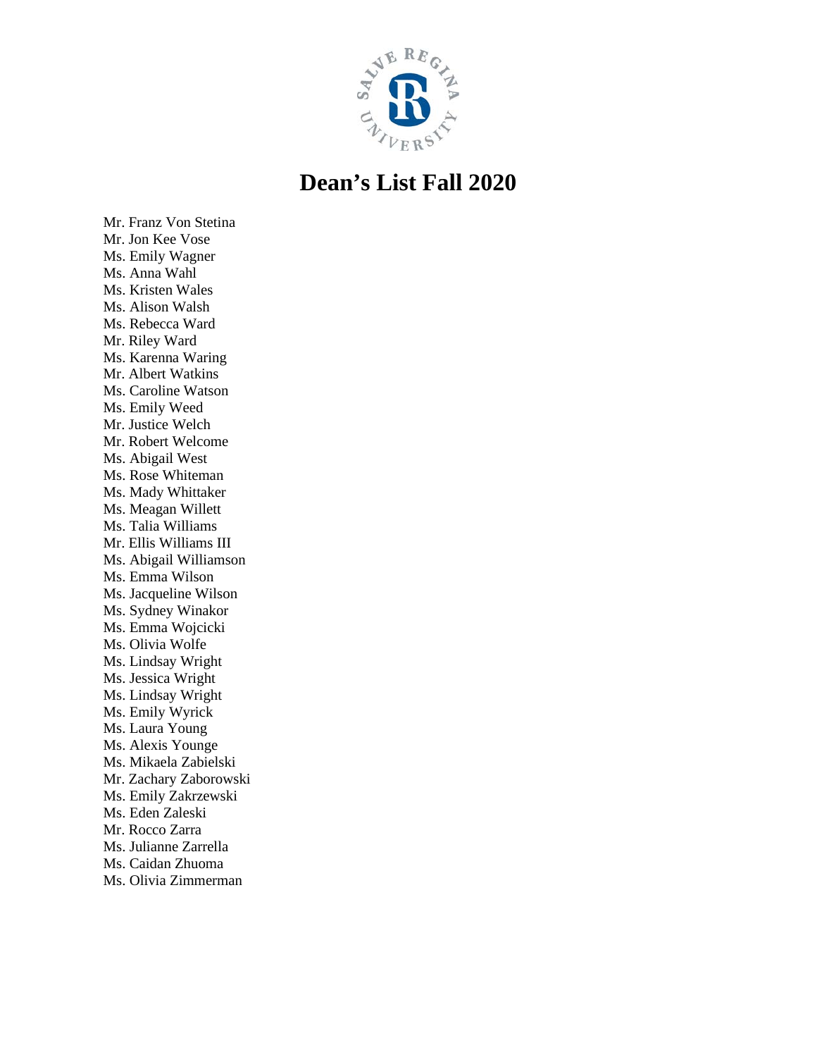# Dean's List Fall 2020

Mr. Franz Von Stetina
Mr. Jon Kee Vose
Ms. Emily Wagner
Ms. Anna Wahl
Ms. Kristen Wales
Ms. Alison Walsh
Ms. Rebecca Ward
Mr. Riley Ward
Ms. Karenna Waring
Mr. Albert Watkins
Ms. Caroline Watson
Ms. Emily Weed
Mr. Justice Welch
Mr. Robert Welcome
Ms. Abigail West
Ms. Rose Whiteman
Ms. Mady Whittaker
Ms. Meagan Willett
Ms. Talia Williams
Mr. Ellis Williams III
Ms. Abigail Williamson
Ms. Emma Wilson
Ms. Jacqueline Wilson
Ms. Sydney Winakor
Ms. Emma Wojcicki
Ms. Olivia Wolfe
Ms. Lindsay Wright
Ms. Jessica Wright
Ms. Lindsay Wright
Ms. Emily Wyrick
Ms. Laura Young
Ms. Alexis Younge
Ms. Mikaela Zabielski
Mr. Zachary Zaborowski
Ms. Emily Zakrzewski
Ms. Eden Zaleski
Mr. Rocco Zarra
Ms. Julianne Zarrella
Ms. Caidan Zhuoma
Ms. Olivia Zimmerman